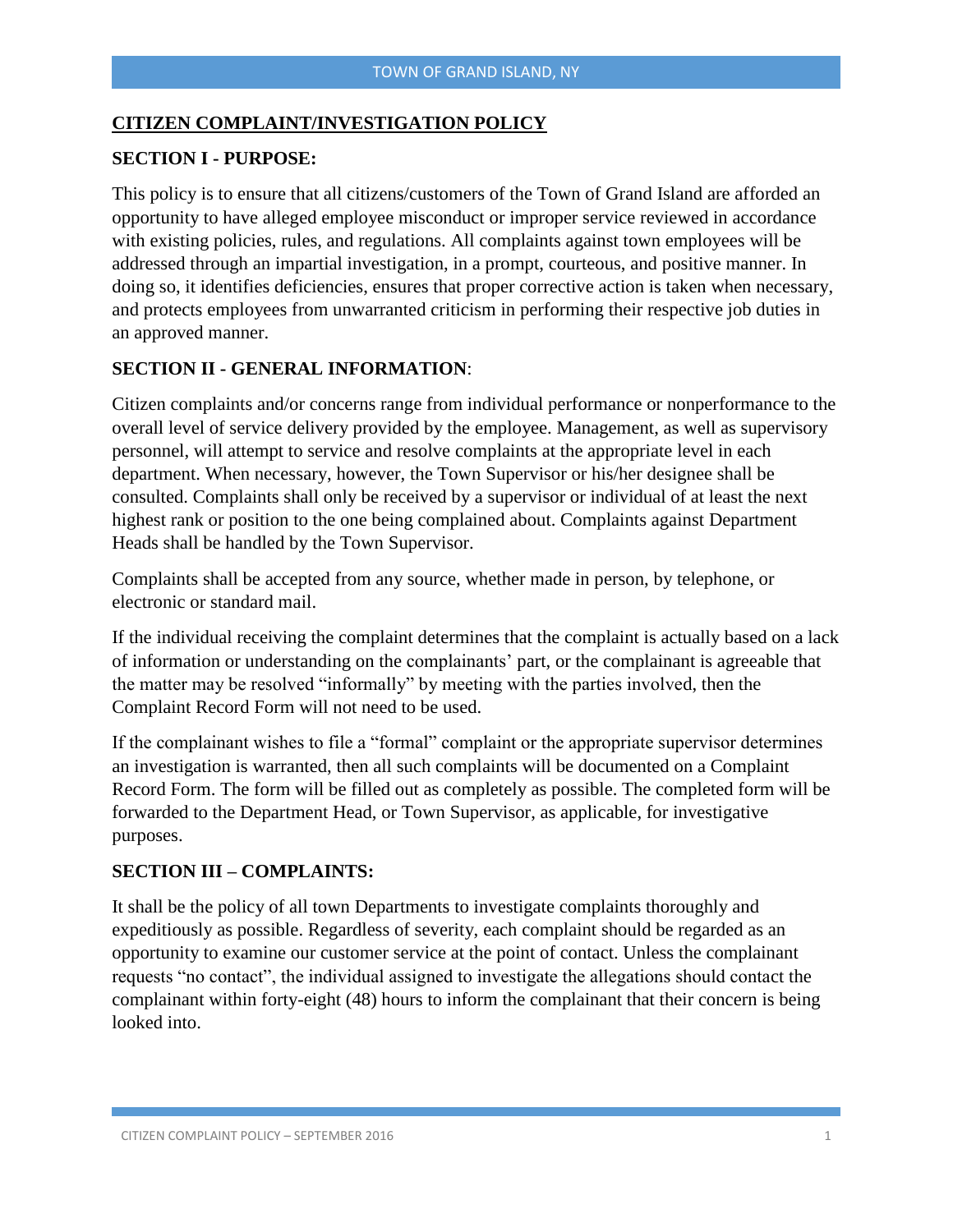## CITIZEN COMPLAINT/INVESTIGATION POLICY

### SECTION I - PURPOSE:

This policy is to ensure that all citizens/customers of the Town of Grand Island are afforded an opportunity to have alleged employee misconduct or improper service reviewed in accordance with existing policies, rules, and regulations. All complaints against town employees will be addressed through an impartial investigation, in a prompt, courteous, and positive manner. In doing so, it identifies deficiencies, ensures that proper corrective action is taken when necessary, and protects employees from unwarranted criticism in performing their respective job duties in an approved manner.

### SECTION II - GENERAL INFORMATION:

Citizen complaints and/or concerns range from individual performance or nonperformance to the overall level of service delivery provided by the employee. Management, as well as supervisory personnel, will attempt to service and resolve complaints at the appropriate level in each department. When necessary, however, the Town Supervisor or his/her designee shall be consulted. Complaints shall only be received by a supervisor or individual of at least the next highest rank or position to the one being complained about. Complaints against Department Heads shall be handled by the Town Supervisor.

Complaints shall be accepted from any source, whether made in person, by telephone, or electronic or standard mail.

If the individual receiving the complaint determines that the complaint is actually based on a lack of information or understanding on the complainants' part, or the complainant is agreeable that the matter may be resolved "informally" by meeting with the parties involved, then the Complaint Record Form will not need to be used.

If the complainant wishes to file a "formal" complaint or the appropriate supervisor determines an investigation is warranted, then all such complaints will be documented on a Complaint Record Form. The form will be filled out as completely as possible. The completed form will be forwarded to the Department Head, or Town Supervisor, as applicable, for investigative purposes.

### SECTION III – COMPLAINTS:

It shall be the policy of all town Departments to investigate complaints thoroughly and expeditiously as possible. Regardless of severity, each complaint should be regarded as an opportunity to examine our customer service at the point of contact. Unless the complainant requests "no contact", the individual assigned to investigate the allegations should contact the complainant within forty-eight (48) hours to inform the complainant that their concern is being looked into.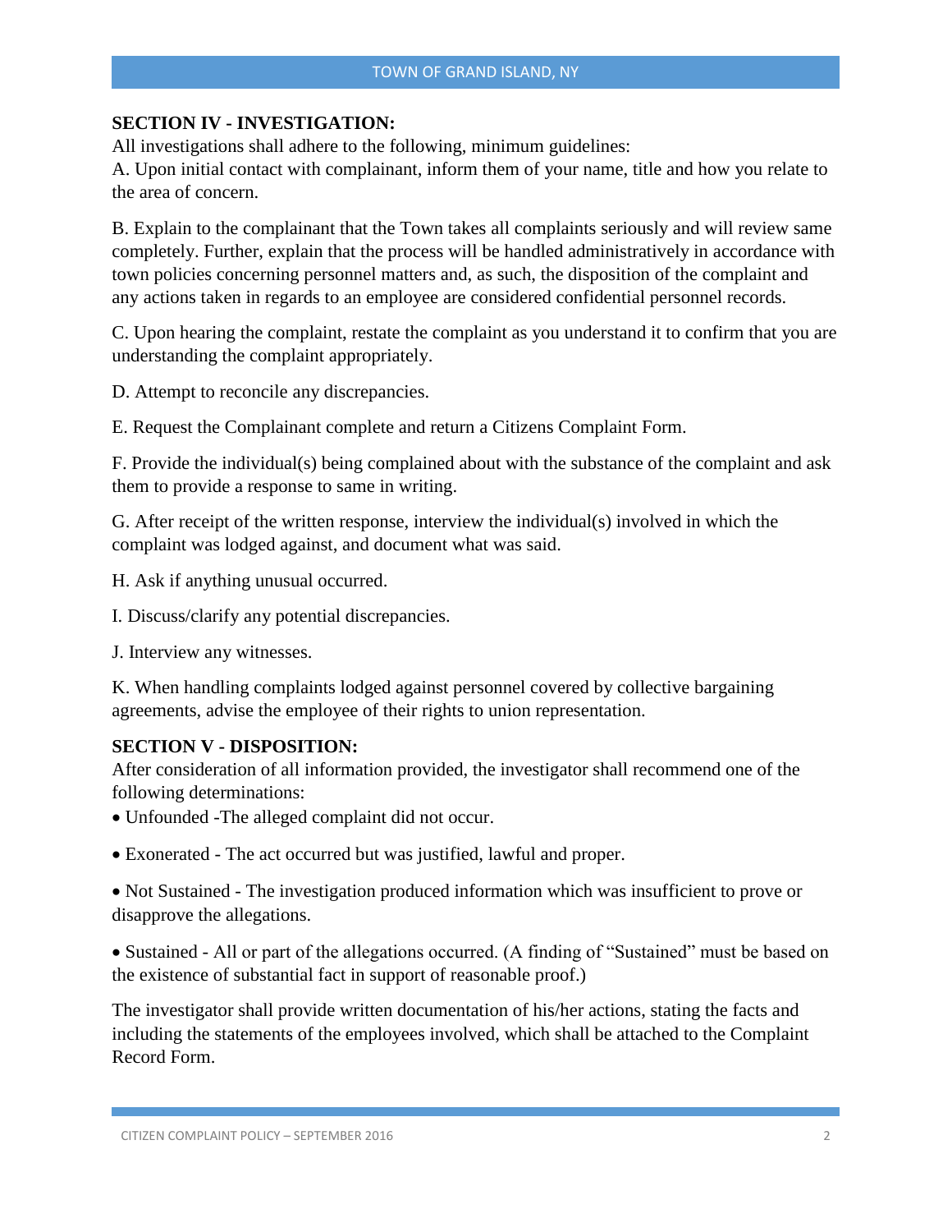**SECTION IV - INVESTIGATION:**

All investigations shall adhere to the following, minimum guidelines:

A. Upon initial contact with complainant, inform them of your name, title and how you relate to the area of concern.

B. Explain to the complainant that the Town takes all complaints seriously and will review same completely. Further, explain that the process will be handled administratively in accordance with town policies concerning personnel matters and, as such, the disposition of the complaint and any actions taken in regards to an employee are considered confidential personnel records.

C. Upon hearing the complaint, restate the complaint as you understand it to confirm that you are understanding the complaint appropriately.

D. Attempt to reconcile any discrepancies.

E. Request the Complainant complete and return a Citizens Complaint Form.

F. Provide the individual(s) being complained about with the substance of the complaint and ask them to provide a response to same in writing.

G. After receipt of the written response, interview the individual(s) involved in which the complaint was lodged against, and document what was said.

H. Ask if anything unusual occurred.

I. Discuss/clarify any potential discrepancies.

J. Interview any witnesses.

K. When handling complaints lodged against personnel covered by collective bargaining agreements, advise the employee of their rights to union representation.

**SECTION V - DISPOSITION:**

After consideration of all information provided, the investigator shall recommend one of the following determinations:

- Unfounded -The alleged complaint did not occur.
- Exonerated - The act occurred but was justified, lawful and proper.
- Not Sustained - The investigation produced information which was insufficient to prove or disapprove the allegations.
- Sustained - All or part of the allegations occurred. (A finding of "Sustained" must be based on the existence of substantial fact in support of reasonable proof.)

The investigator shall provide written documentation of his/her actions, stating the facts and including the statements of the employees involved, which shall be attached to the Complaint Record Form.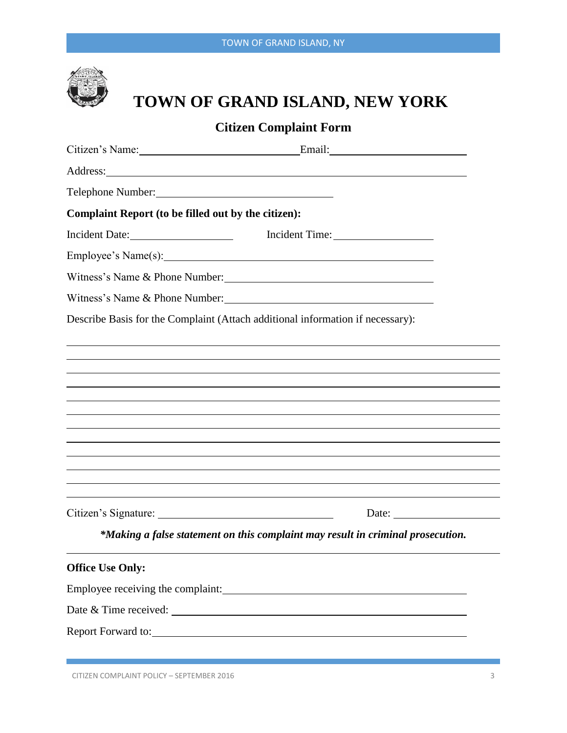# TOWN OF GRAND ISLAND, NEW YORK

## Citizen Complaint Form

Citizen's Name: ______________________________ Email: ______________________________

Address: ____________________________________________________________

Telephone Number: ______________________________

**Complaint Report (to be filled out by the citizen):**

Incident Date: ____________________ Incident Time: ____________________

Employee's Name(s): ____________________________________________

Witness's Name & Phone Number: ______________________________

Witness's Name & Phone Number: ______________________________

Describe Basis for the Complaint (Attach additional information if necessary):

____________________________________________________________________________

____________________________________________________________________________

____________________________________________________________________________

____________________________________________________________________________

____________________________________________________________________________

____________________________________________________________________________

____________________________________________________________________________

____________________________________________________________________________

____________________________________________________________________________

____________________________________________________________________________

____________________________________________________________________________

Citizen's Signature: ______________________________ Date: ____________________

***Making a false statement on this complaint may result in criminal prosecution.**

---

**Office Use Only:**

Employee receiving the complaint: ______________________________

Date & Time received: ______________________________

Report Forward to: ______________________________